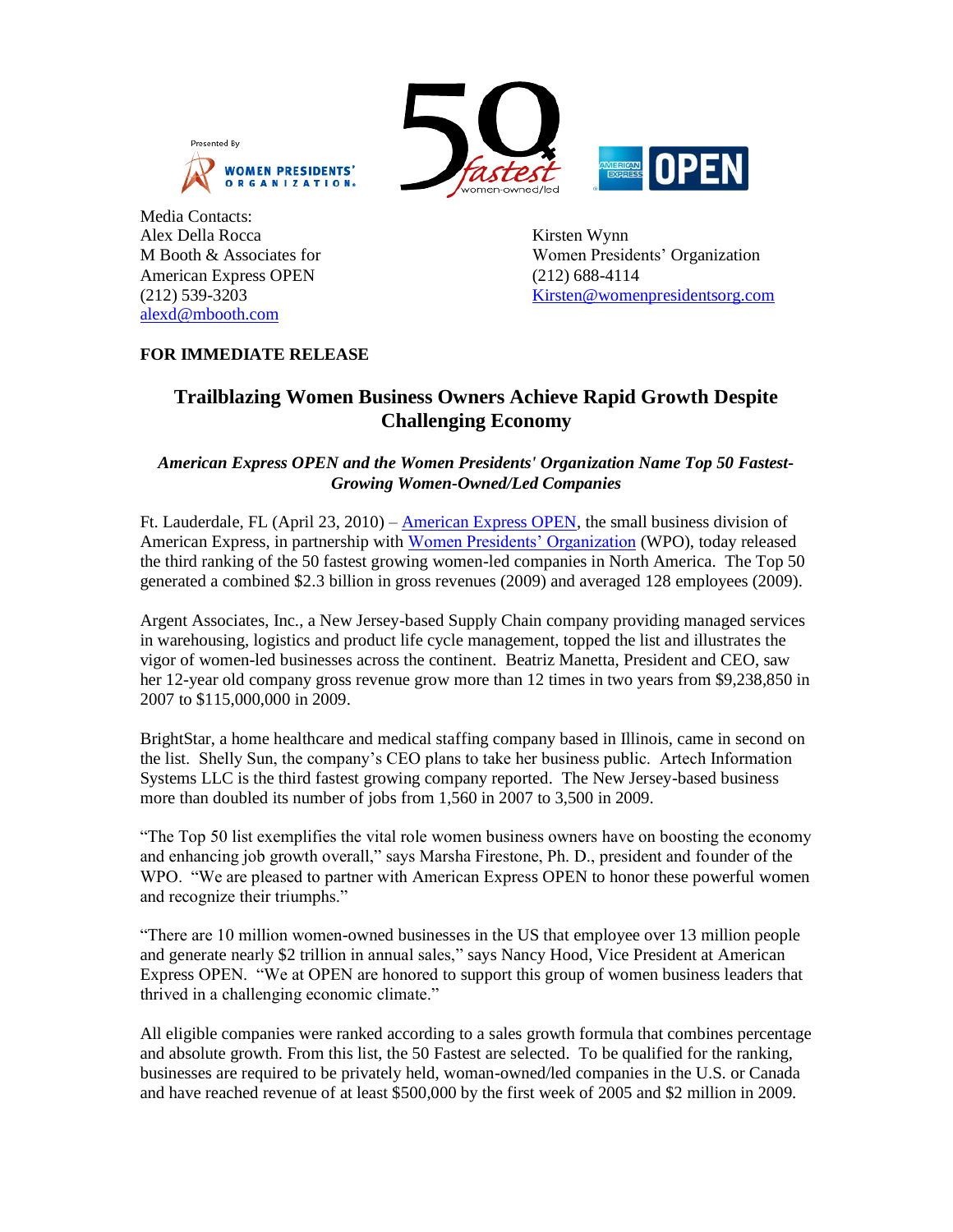Presented By

WOMEN PRESIDENTS' ORGANIZATION

50 fastest women-owned/led

AMERICAN EXPRESS OPEN

Media Contacts:
Alex Della Rocca
M Booth & Associates for
American Express OPEN
(212) 539-3203
alexd@mbooth.com

Kirsten Wynn
Women Presidents' Organization
(212) 688-4114
Kirsten@womenpresidentsorg.com

**FOR IMMEDIATE RELEASE**

# Trailblazing Women Business Owners Achieve Rapid Growth Despite Challenging Economy

***American Express OPEN and the Women Presidents' Organization Name Top 50 Fastest-Growing Women-Owned/Led Companies***

Ft. Lauderdale, FL (April 23, 2010) – American Express OPEN, the small business division of American Express, in partnership with Women Presidents' Organization (WPO), today released the third ranking of the 50 fastest growing women-led companies in North America. The Top 50 generated a combined $2.3 billion in gross revenues (2009) and averaged 128 employees (2009).

Argent Associates, Inc., a New Jersey-based Supply Chain company providing managed services in warehousing, logistics and product life cycle management, topped the list and illustrates the vigor of women-led businesses across the continent. Beatriz Manetta, President and CEO, saw her 12-year old company gross revenue grow more than 12 times in two years from $9,238,850 in 2007 to $115,000,000 in 2009.

BrightStar, a home healthcare and medical staffing company based in Illinois, came in second on the list. Shelly Sun, the company's CEO plans to take her business public. Artech Information Systems LLC is the third fastest growing company reported. The New Jersey-based business more than doubled its number of jobs from 1,560 in 2007 to 3,500 in 2009.

"The Top 50 list exemplifies the vital role women business owners have on boosting the economy and enhancing job growth overall," says Marsha Firestone, Ph. D., president and founder of the WPO. "We are pleased to partner with American Express OPEN to honor these powerful women and recognize their triumphs."

"There are 10 million women-owned businesses in the US that employee over 13 million people and generate nearly $2 trillion in annual sales," says Nancy Hood, Vice President at American Express OPEN. "We at OPEN are honored to support this group of women business leaders that thrived in a challenging economic climate."

All eligible companies were ranked according to a sales growth formula that combines percentage and absolute growth. From this list, the 50 Fastest are selected. To be qualified for the ranking, businesses are required to be privately held, woman-owned/led companies in the U.S. or Canada and have reached revenue of at least $500,000 by the first week of 2005 and $2 million in 2009.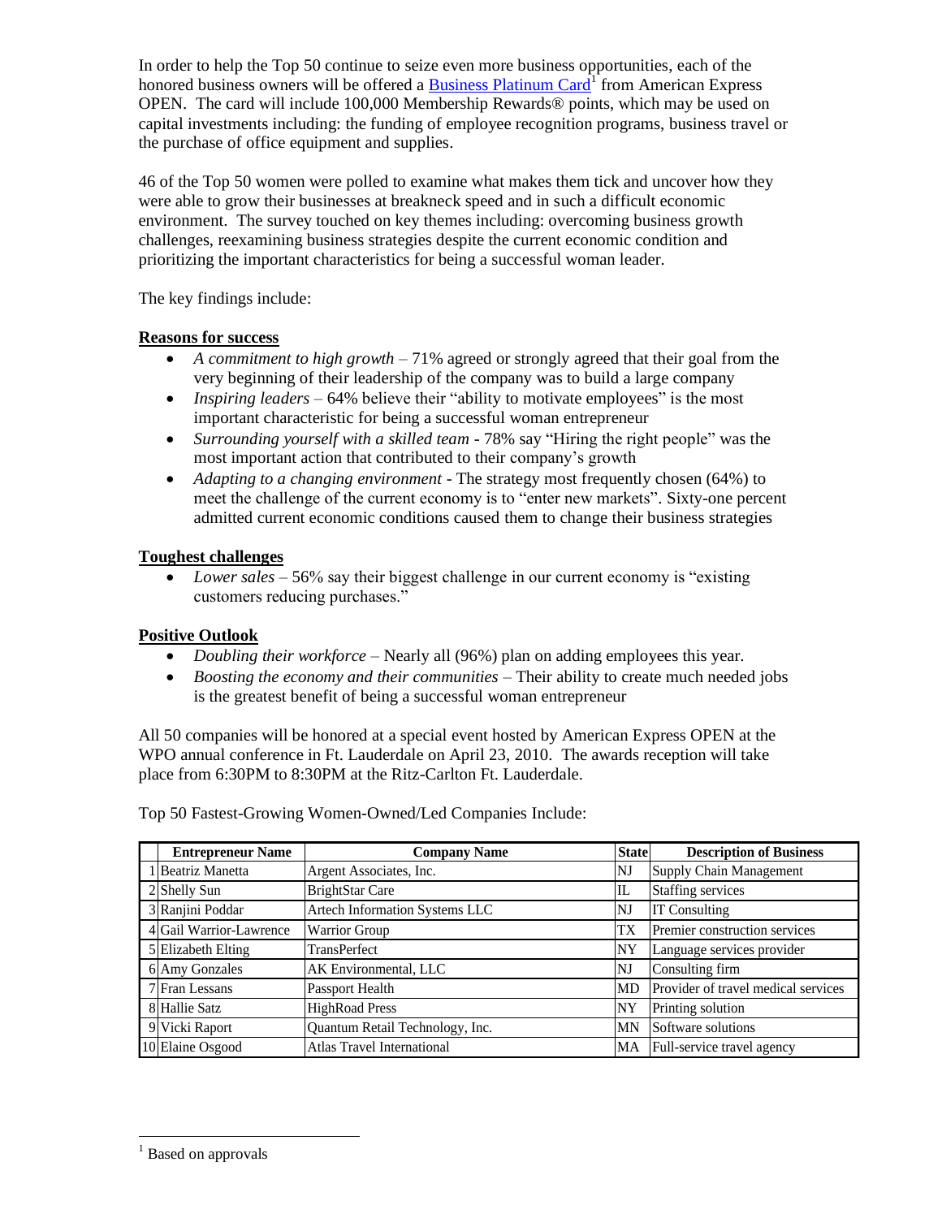In order to help the Top 50 continue to seize even more business opportunities, each of the honored business owners will be offered a Business Platinum Card[1] from American Express OPEN. The card will include 100,000 Membership Rewards® points, which may be used on capital investments including: the funding of employee recognition programs, business travel or the purchase of office equipment and supplies.

46 of the Top 50 women were polled to examine what makes them tick and uncover how they were able to grow their businesses at breakneck speed and in such a difficult economic environment. The survey touched on key themes including: overcoming business growth challenges, reexamining business strategies despite the current economic condition and prioritizing the important characteristics for being a successful woman leader.

The key findings include:

**Reasons for success**

- *A commitment to high growth* – 71% agreed or strongly agreed that their goal from the very beginning of their leadership of the company was to build a large company
- *Inspiring leaders* – 64% believe their "ability to motivate employees" is the most important characteristic for being a successful woman entrepreneur
- *Surrounding yourself with a skilled team* - 78% say "Hiring the right people" was the most important action that contributed to their company's growth
- *Adapting to a changing environment* - The strategy most frequently chosen (64%) to meet the challenge of the current economy is to "enter new markets". Sixty-one percent admitted current economic conditions caused them to change their business strategies

**Toughest challenges**

- *Lower sales* – 56% say their biggest challenge in our current economy is "existing customers reducing purchases."

**Positive Outlook**

- *Doubling their workforce* – Nearly all (96%) plan on adding employees this year.
- *Boosting the economy and their communities* – Their ability to create much needed jobs is the greatest benefit of being a successful woman entrepreneur

All 50 companies will be honored at a special event hosted by American Express OPEN at the WPO annual conference in Ft. Lauderdale on April 23, 2010. The awards reception will take place from 6:30PM to 8:30PM at the Ritz-Carlton Ft. Lauderdale.

Top 50 Fastest-Growing Women-Owned/Led Companies Include:

| | Entrepreneur Name | Company Name | State | Description of Business |
|---|---|---|---|---|
| 1 | Beatriz Manetta | Argent Associates, Inc. | NJ | Supply Chain Management |
| 2 | Shelly Sun | BrightStar Care | IL | Staffing services |
| 3 | Ranjini Poddar | Artech Information Systems LLC | NJ | IT Consulting |
| 4 | Gail Warrior-Lawrence | Warrior Group | TX | Premier construction services |
| 5 | Elizabeth Elting | TransPerfect | NY | Language services provider |
| 6 | Amy Gonzales | AK Environmental, LLC | NJ | Consulting firm |
| 7 | Fran Lessans | Passport Health | MD | Provider of travel medical services |
| 8 | Hallie Satz | HighRoad Press | NY | Printing solution |
| 9 | Vicki Raport | Quantum Retail Technology, Inc. | MN | Software solutions |
| 10 | Elaine Osgood | Atlas Travel International | MA | Full-service travel agency |

[1] Based on approvals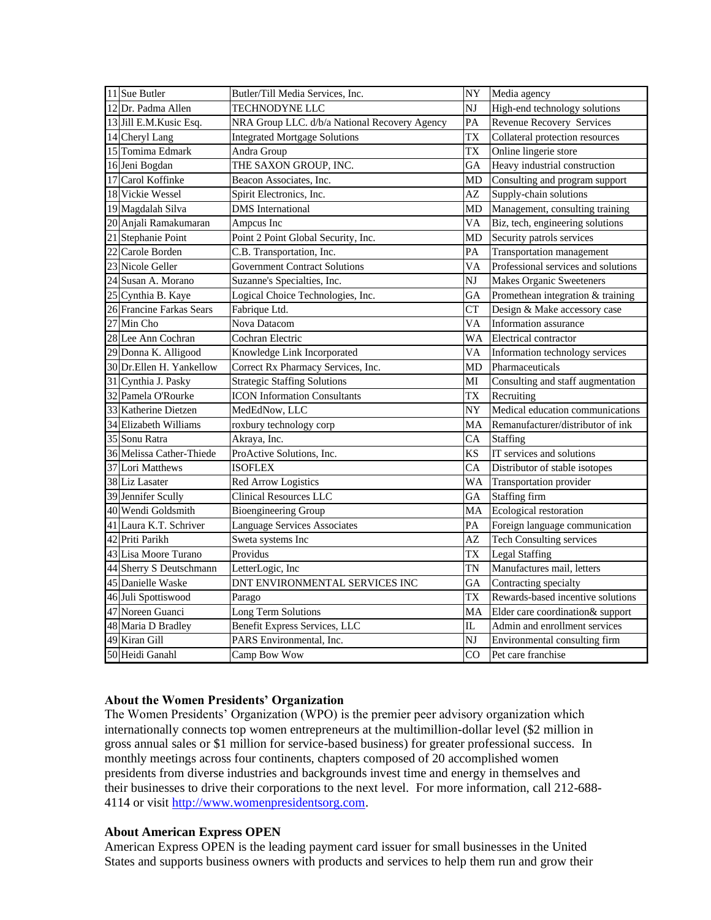| 11 | Sue Butler | Butler/Till Media Services, Inc. | NY | Media agency |
|---|---|---|---|---|
| 12 | Dr. Padma Allen | TECHNODYNE LLC | NJ | High-end technology solutions |
| 13 | Jill E.M.Kusic Esq. | NRA Group LLC. d/b/a National Recovery Agency | PA | Revenue Recovery Services |
| 14 | Cheryl Lang | Integrated Mortgage Solutions | TX | Collateral protection resources |
| 15 | Tomima Edmark | Andra Group | TX | Online lingerie store |
| 16 | Jeni Bogdan | THE SAXON GROUP, INC. | GA | Heavy industrial construction |
| 17 | Carol Koffinke | Beacon Associates, Inc. | MD | Consulting and program support |
| 18 | Vickie Wessel | Spirit Electronics, Inc. | AZ | Supply-chain solutions |
| 19 | Magdalah Silva | DMS International | MD | Management, consulting training |
| 20 | Anjali Ramakumaran | Ampcus Inc | VA | Biz, tech, engineering solutions |
| 21 | Stephanie Point | Point 2 Point Global Security, Inc. | MD | Security patrols services |
| 22 | Carole Borden | C.B. Transportation, Inc. | PA | Transportation management |
| 23 | Nicole Geller | Government Contract Solutions | VA | Professional services and solutions |
| 24 | Susan A. Morano | Suzanne's Specialties, Inc. | NJ | Makes Organic Sweeteners |
| 25 | Cynthia B. Kaye | Logical Choice Technologies, Inc. | GA | Promethean integration & training |
| 26 | Francine Farkas Sears | Fabrique Ltd. | CT | Design & Make accessory case |
| 27 | Min Cho | Nova Datacom | VA | Information assurance |
| 28 | Lee Ann Cochran | Cochran Electric | WA | Electrical contractor |
| 29 | Donna K. Alligood | Knowledge Link Incorporated | VA | Information technology services |
| 30 | Dr.Ellen H. Yankellow | Correct Rx Pharmacy Services, Inc. | MD | Pharmaceuticals |
| 31 | Cynthia J. Pasky | Strategic Staffing Solutions | MI | Consulting and staff augmentation |
| 32 | Pamela O'Rourke | ICON Information Consultants | TX | Recruiting |
| 33 | Katherine Dietzen | MedEdNow, LLC | NY | Medical education communications |
| 34 | Elizabeth Williams | roxbury technology corp | MA | Remanufacturer/distributor of ink |
| 35 | Sonu Ratra | Akraya, Inc. | CA | Staffing |
| 36 | Melissa Cather-Thiede | ProActive Solutions, Inc. | KS | IT services and solutions |
| 37 | Lori Matthews | ISOFLEX | CA | Distributor of stable isotopes |
| 38 | Liz Lasater | Red Arrow Logistics | WA | Transportation provider |
| 39 | Jennifer Scully | Clinical Resources LLC | GA | Staffing firm |
| 40 | Wendi Goldsmith | Bioengineering Group | MA | Ecological restoration |
| 41 | Laura K.T. Schriver | Language Services Associates | PA | Foreign language communication |
| 42 | Priti Parikh | Sweta systems Inc | AZ | Tech Consulting services |
| 43 | Lisa Moore Turano | Providus | TX | Legal Staffing |
| 44 | Sherry S Deutschmann | LetterLogic, Inc | TN | Manufactures mail, letters |
| 45 | Danielle Waske | DNT ENVIRONMENTAL SERVICES INC | GA | Contracting specialty |
| 46 | Juli Spottiswood | Parago | TX | Rewards-based incentive solutions |
| 47 | Noreen Guanci | Long Term Solutions | MA | Elder care coordination& support |
| 48 | Maria D Bradley | Benefit Express Services, LLC | IL | Admin and enrollment services |
| 49 | Kiran Gill | PARS Environmental, Inc. | NJ | Environmental consulting firm |
| 50 | Heidi Ganahl | Camp Bow Wow | CO | Pet care franchise |

**About the Women Presidents' Organization**

The Women Presidents' Organization (WPO) is the premier peer advisory organization which internationally connects top women entrepreneurs at the multimillion-dollar level ($2 million in gross annual sales or $1 million for service-based business) for greater professional success. In monthly meetings across four continents, chapters composed of 20 accomplished women presidents from diverse industries and backgrounds invest time and energy in themselves and their businesses to drive their corporations to the next level. For more information, call 212-688-4114 or visit [http://www.womenpresidentsorg.com](http://www.womenpresidentsorg.com).

**About American Express OPEN**

American Express OPEN is the leading payment card issuer for small businesses in the United States and supports business owners with products and services to help them run and grow their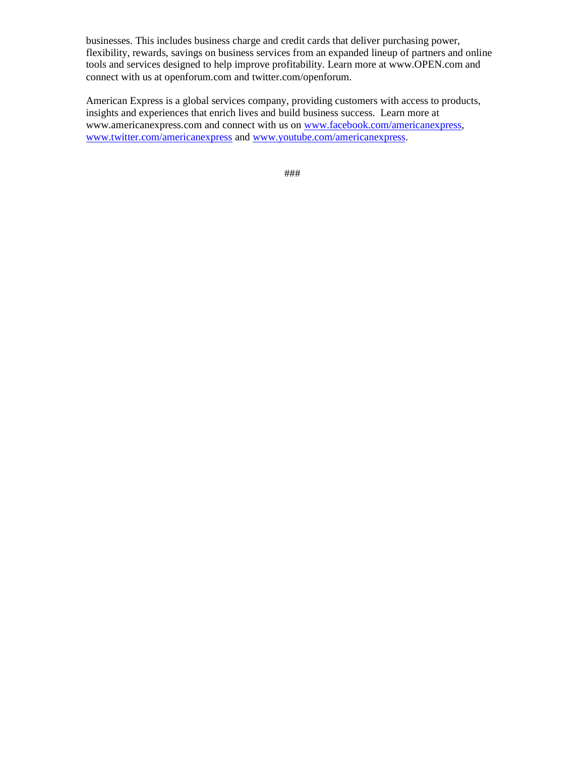businesses. This includes business charge and credit cards that deliver purchasing power, flexibility, rewards, savings on business services from an expanded lineup of partners and online tools and services designed to help improve profitability. Learn more at www.OPEN.com and connect with us at openforum.com and twitter.com/openforum.

American Express is a global services company, providing customers with access to products, insights and experiences that enrich lives and build business success. Learn more at www.americanexpress.com and connect with us on www.facebook.com/americanexpress, www.twitter.com/americanexpress and www.youtube.com/americanexpress.

###